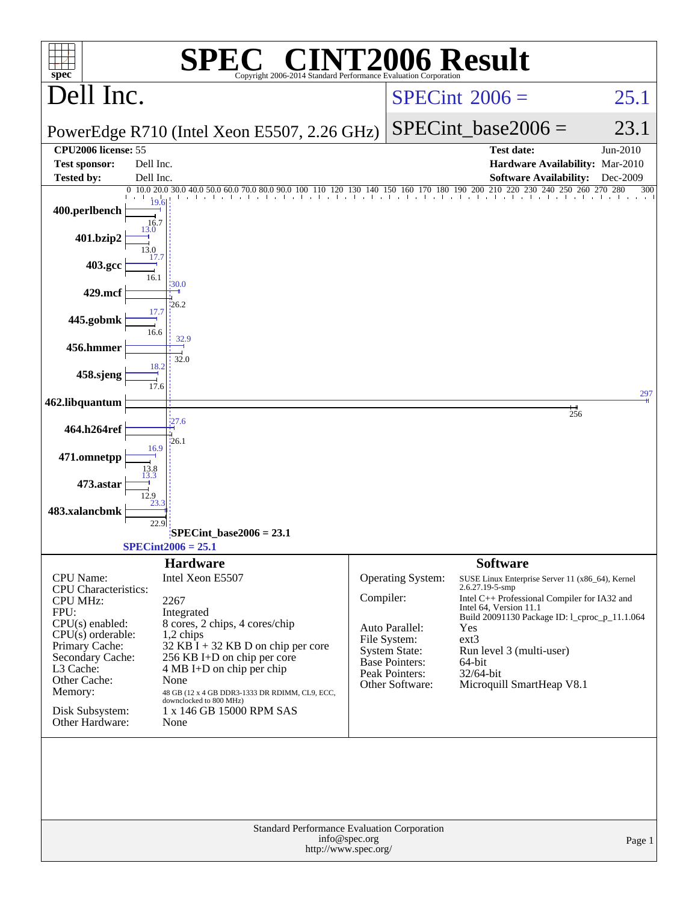# SPEC CINT2006 Result

Copyright 2006-2014 Standard Performance Evaluation Corporation

## Dell Inc.

**PowerEdge R710 (Intel Xeon E5507, 2.26 GHz)**

SPECint 2006 = 25.1

SPECint_base2006 = 23.1

| | | | |
|---|---|---|---|
| **CPU2006 license:** | 55 | **Test date:** | Jun-2010 |
| **Test sponsor:** | Dell Inc. | **Hardware Availability:** | Mar-2010 |
| **Tested by:** | Dell Inc. | **Software Availability:** | Dec-2009 |

| Benchmark | Peak | Base |
|---|---|---|
| 400.perlbench | 19.6 | 16.7 |
| 401.bzip2 | 13.0 | 13.0 |
| 403.gcc | 17.7 | 16.1 |
| 429.mcf | 30.0 | 26.2 |
| 445.gobmk | 17.7 | 16.6 |
| 456.hmmer | 32.9 | 32.0 |
| 458.sjeng | 18.2 | 17.6 |
| 462.libquantum | 297 | 256 |
| 464.h264ref | 27.6 | 26.1 |
| 471.omnetpp | 16.9 | 13.8 |
| 473.astar | 13.3 | 12.9 |
| 483.xalancbmk | 23.3 | 22.9 |

SPECint_base2006 = 23.1

SPECint2006 = 25.1

### Hardware

| | |
|---|---|
| CPU Name: | Intel Xeon E5507 |
| CPU Characteristics: | |
| CPU MHz: | 2267 |
| FPU: | Integrated |
| CPU(s) enabled: | 8 cores, 2 chips, 4 cores/chip |
| CPU(s) orderable: | 1,2 chips |
| Primary Cache: | 32 KB I + 32 KB D on chip per core |
| Secondary Cache: | 256 KB I+D on chip per core |
| L3 Cache: | 4 MB I+D on chip per chip |
| Other Cache: | None |
| Memory: | 48 GB (12 x 4 GB DDR3-1333 DR RDIMM, CL9, ECC, downclocked to 800 MHz) |
| Disk Subsystem: | 1 x 146 GB 15000 RPM SAS |
| Other Hardware: | None |

### Software

| | |
|---|---|
| Operating System: | SUSE Linux Enterprise Server 11 (x86_64), Kernel 2.6.27.19-5-smp |
| Compiler: | Intel C++ Professional Compiler for IA32 and Intel 64, Version 11.1 Build 20091130 Package ID: l_cproc_p_11.1.064 |
| Auto Parallel: | Yes |
| File System: | ext3 |
| System State: | Run level 3 (multi-user) |
| Base Pointers: | 64-bit |
| Peak Pointers: | 32/64-bit |
| Other Software: | Microquill SmartHeap V8.1 |

Standard Performance Evaluation Corporation
info@spec.org
http://www.spec.org/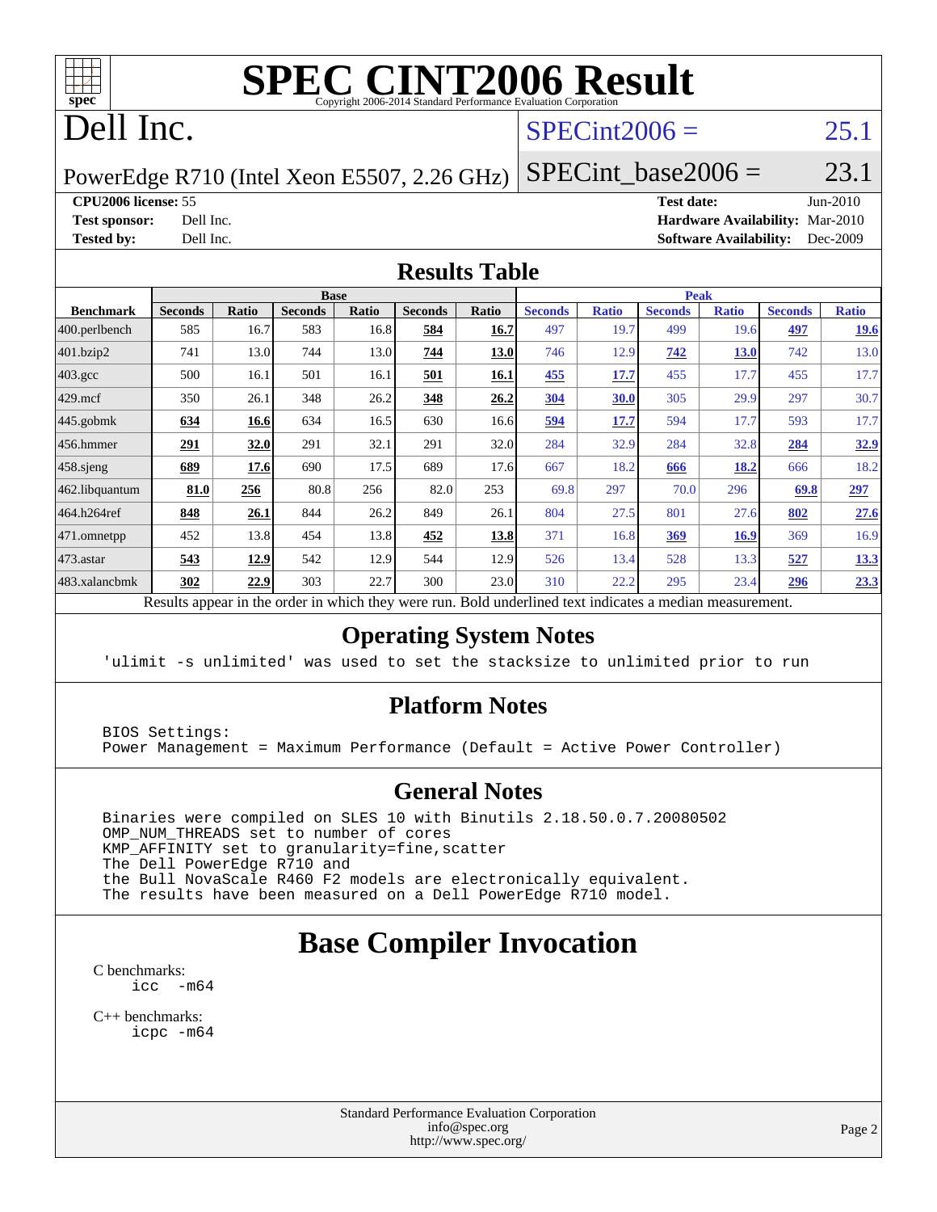# SPEC CINT2006 Result

Copyright 2006-2014 Standard Performance Evaluation Corporation

# Dell Inc.

PowerEdge R710 (Intel Xeon E5507, 2.26 GHz)

SPECint2006 = 25.1

SPECint_base2006 = 23.1

**CPU2006 license:** 55
**Test sponsor:** Dell Inc.
**Tested by:** Dell Inc.

**Test date:** Jun-2010
**Hardware Availability:** Mar-2010
**Software Availability:** Dec-2009

## Results Table

| Benchmark | Base | | | | | | Peak | | | | | |
|---|---|---|---|---|---|---|---|---|---|---|---|---|
| | Seconds | Ratio | Seconds | Ratio | Seconds | Ratio | Seconds | Ratio | Seconds | Ratio | Seconds | Ratio |
| 400.perlbench | 585 | 16.7 | 583 | 16.8 | **584** | **16.7** | 497 | 19.7 | 499 | 19.6 | **497** | **19.6** |
| 401.bzip2 | 741 | 13.0 | 744 | 13.0 | **744** | **13.0** | 746 | 12.9 | **742** | **13.0** | 742 | 13.0 |
| 403.gcc | 500 | 16.1 | 501 | 16.1 | **501** | **16.1** | **455** | **17.7** | 455 | 17.7 | 455 | 17.7 |
| 429.mcf | 350 | 26.1 | 348 | 26.2 | **348** | **26.2** | **304** | **30.0** | 305 | 29.9 | 297 | 30.7 |
| 445.gobmk | **634** | **16.6** | 634 | 16.5 | 630 | 16.6 | **594** | **17.7** | 594 | 17.7 | 593 | 17.7 |
| 456.hmmer | **291** | **32.0** | 291 | 32.1 | 291 | 32.0 | 284 | 32.9 | 284 | 32.8 | **284** | **32.9** |
| 458.sjeng | **689** | **17.6** | 690 | 17.5 | 689 | 17.6 | 667 | 18.2 | **666** | **18.2** | 666 | 18.2 |
| 462.libquantum | **81.0** | **256** | 80.8 | 256 | 82.0 | 253 | 69.8 | 297 | 70.0 | 296 | **69.8** | **297** |
| 464.h264ref | **848** | **26.1** | 844 | 26.2 | 849 | 26.1 | 804 | 27.5 | 801 | 27.6 | **802** | **27.6** |
| 471.omnetpp | 452 | 13.8 | 454 | 13.8 | **452** | **13.8** | 371 | 16.8 | **369** | **16.9** | 369 | 16.9 |
| 473.astar | **543** | **12.9** | 542 | 12.9 | 544 | 12.9 | 526 | 13.4 | 528 | 13.3 | **527** | **13.3** |
| 483.xalancbmk | **302** | **22.9** | 303 | 22.7 | 300 | 23.0 | 310 | 22.2 | 295 | 23.4 | **296** | **23.3** |

Results appear in the order in which they were run. Bold underlined text indicates a median measurement.

## Operating System Notes

```
'ulimit -s unlimited' was used to set the stacksize to unlimited prior to run
```

## Platform Notes

```
BIOS Settings:
Power Management = Maximum Performance (Default = Active Power Controller)
```

## General Notes

```
Binaries were compiled on SLES 10 with Binutils 2.18.50.0.7.20080502
OMP_NUM_THREADS set to number of cores
KMP_AFFINITY set to granularity=fine,scatter
The Dell PowerEdge R710 and
the Bull NovaScale R460 F2 models are electronically equivalent.
The results have been measured on a Dell PowerEdge R710 model.
```

# Base Compiler Invocation

C benchmarks:
```
icc  -m64
```

C++ benchmarks:
```
icpc -m64
```

Standard Performance Evaluation Corporation
info@spec.org
http://www.spec.org/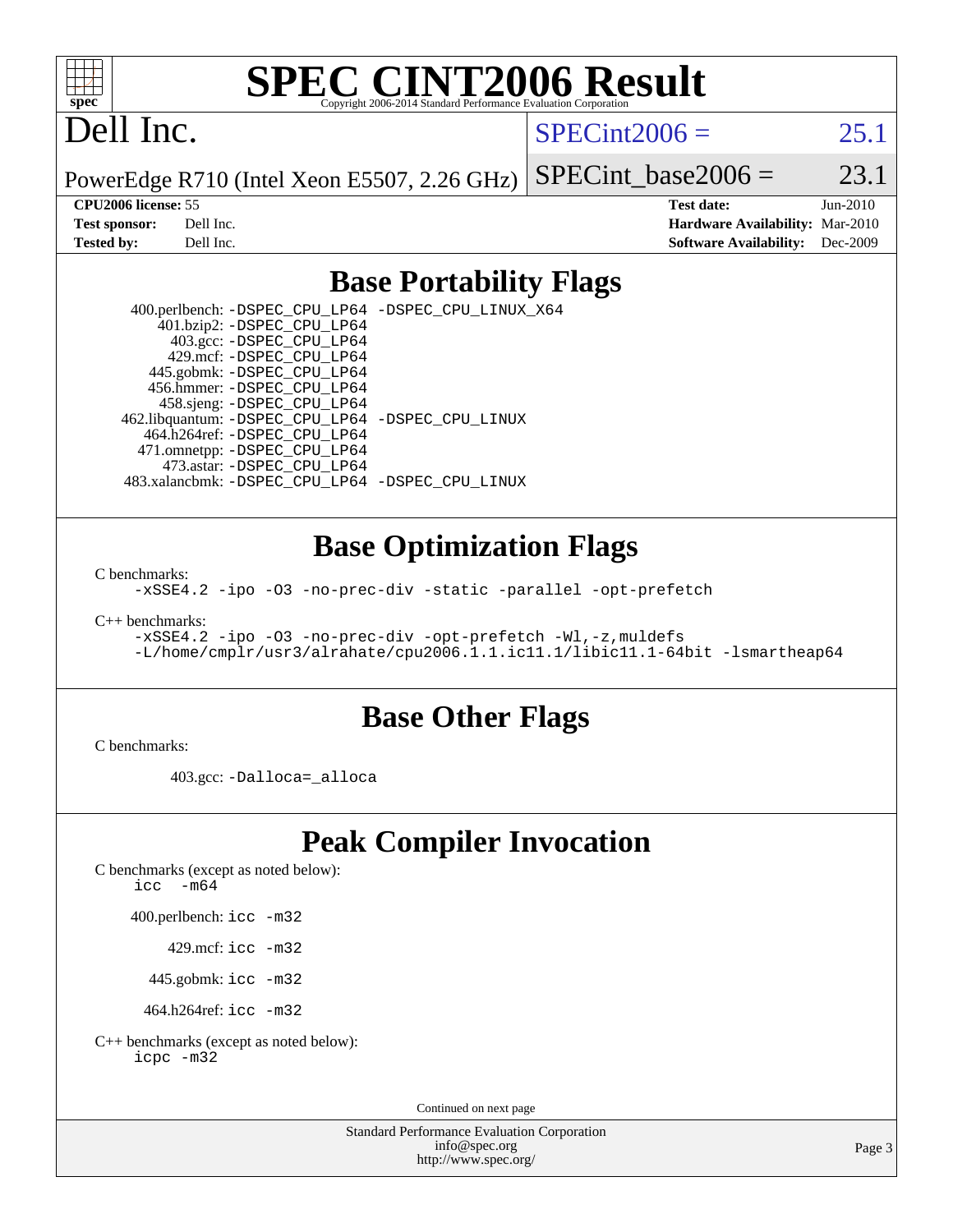# SPEC CINT2006 Result

Copyright 2006-2014 Standard Performance Evaluation Corporation

## Dell Inc.

PowerEdge R710 (Intel Xeon E5507, 2.26 GHz)

SPECint2006 = 25.1

SPECint_base2006 = 23.1

**CPU2006 license:** 55
**Test sponsor:** Dell Inc.
**Tested by:** Dell Inc.
**Test date:** Jun-2010
**Hardware Availability:** Mar-2010
**Software Availability:** Dec-2009

## Base Portability Flags

400.perlbench: `-DSPEC_CPU_LP64 -DSPEC_CPU_LINUX_X64`
401.bzip2: `-DSPEC_CPU_LP64`
403.gcc: `-DSPEC_CPU_LP64`
429.mcf: `-DSPEC_CPU_LP64`
445.gobmk: `-DSPEC_CPU_LP64`
456.hmmer: `-DSPEC_CPU_LP64`
458.sjeng: `-DSPEC_CPU_LP64`
462.libquantum: `-DSPEC_CPU_LP64 -DSPEC_CPU_LINUX`
464.h264ref: `-DSPEC_CPU_LP64`
471.omnetpp: `-DSPEC_CPU_LP64`
473.astar: `-DSPEC_CPU_LP64`
483.xalancbmk: `-DSPEC_CPU_LP64 -DSPEC_CPU_LINUX`

## Base Optimization Flags

C benchmarks:
`-xSSE4.2 -ipo -O3 -no-prec-div -static -parallel -opt-prefetch`

C++ benchmarks:
`-xSSE4.2 -ipo -O3 -no-prec-div -opt-prefetch -Wl,-z,muldefs`
`-L/home/cmplr/usr3/alrahate/cpu2006.1.1.ic11.1/libic11.1-64bit -lsmartheap64`

## Base Other Flags

C benchmarks:

403.gcc: `-Dalloca=_alloca`

## Peak Compiler Invocation

C benchmarks (except as noted below):
`icc -m64`

400.perlbench: `icc -m32`

429.mcf: `icc -m32`

445.gobmk: `icc -m32`

464.h264ref: `icc -m32`

C++ benchmarks (except as noted below):
`icpc -m32`

Continued on next page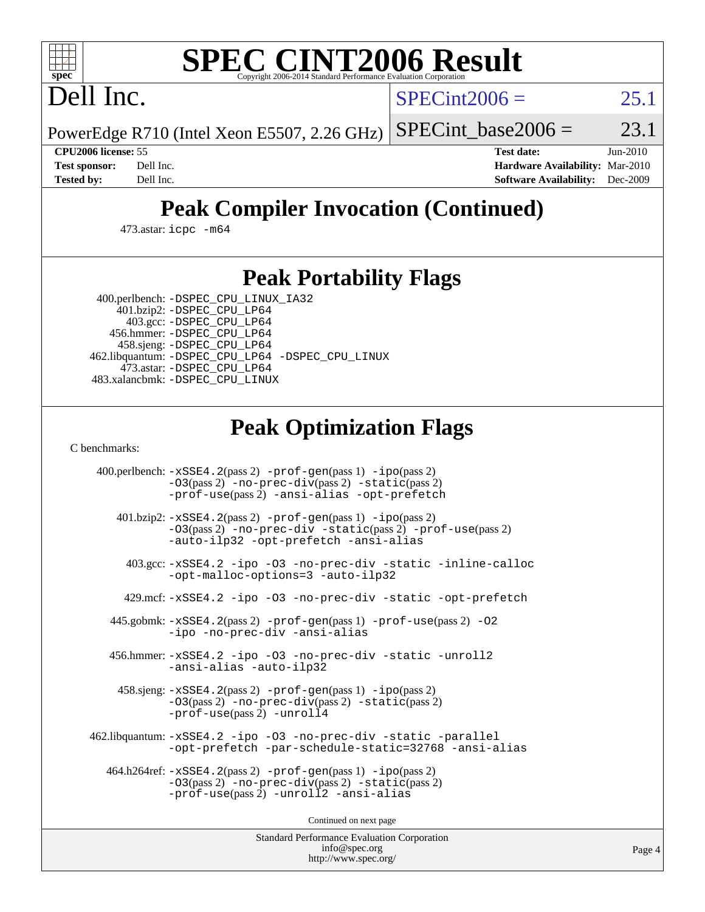# SPEC CINT2006 Result

Dell Inc.

PowerEdge R710 (Intel Xeon E5507, 2.26 GHz)

SPECint2006 = 25.1

SPECint_base2006 = 23.1

**CPU2006 license:** 55
**Test sponsor:** Dell Inc.
**Tested by:** Dell Inc.
**Test date:** Jun-2010
**Hardware Availability:** Mar-2010
**Software Availability:** Dec-2009

## Peak Compiler Invocation (Continued)

473.astar: icpc -m64

## Peak Portability Flags

400.perlbench: -DSPEC_CPU_LINUX_IA32
401.bzip2: -DSPEC_CPU_LP64
403.gcc: -DSPEC_CPU_LP64
456.hmmer: -DSPEC_CPU_LP64
458.sjeng: -DSPEC_CPU_LP64
462.libquantum: -DSPEC_CPU_LP64 -DSPEC_CPU_LINUX
473.astar: -DSPEC_CPU_LP64
483.xalancbmk: -DSPEC_CPU_LINUX

## Peak Optimization Flags

C benchmarks:

400.perlbench: -xSSE4.2(pass 2) -prof-gen(pass 1) -ipo(pass 2) -O3(pass 2) -no-prec-div(pass 2) -static(pass 2) -prof-use(pass 2) -ansi-alias -opt-prefetch

401.bzip2: -xSSE4.2(pass 2) -prof-gen(pass 1) -ipo(pass 2) -O3(pass 2) -no-prec-div -static(pass 2) -prof-use(pass 2) -auto-ilp32 -opt-prefetch -ansi-alias

403.gcc: -xSSE4.2 -ipo -O3 -no-prec-div -static -inline-calloc -opt-malloc-options=3 -auto-ilp32

429.mcf: -xSSE4.2 -ipo -O3 -no-prec-div -static -opt-prefetch

445.gobmk: -xSSE4.2(pass 2) -prof-gen(pass 1) -prof-use(pass 2) -O2 -ipo -no-prec-div -ansi-alias

456.hmmer: -xSSE4.2 -ipo -O3 -no-prec-div -static -unroll2 -ansi-alias -auto-ilp32

458.sjeng: -xSSE4.2(pass 2) -prof-gen(pass 1) -ipo(pass 2) -O3(pass 2) -no-prec-div(pass 2) -static(pass 2) -prof-use(pass 2) -unroll4

462.libquantum: -xSSE4.2 -ipo -O3 -no-prec-div -static -parallel -opt-prefetch -par-schedule-static=32768 -ansi-alias

464.h264ref: -xSSE4.2(pass 2) -prof-gen(pass 1) -ipo(pass 2) -O3(pass 2) -no-prec-div(pass 2) -static(pass 2) -prof-use(pass 2) -unroll2 -ansi-alias

Continued on next page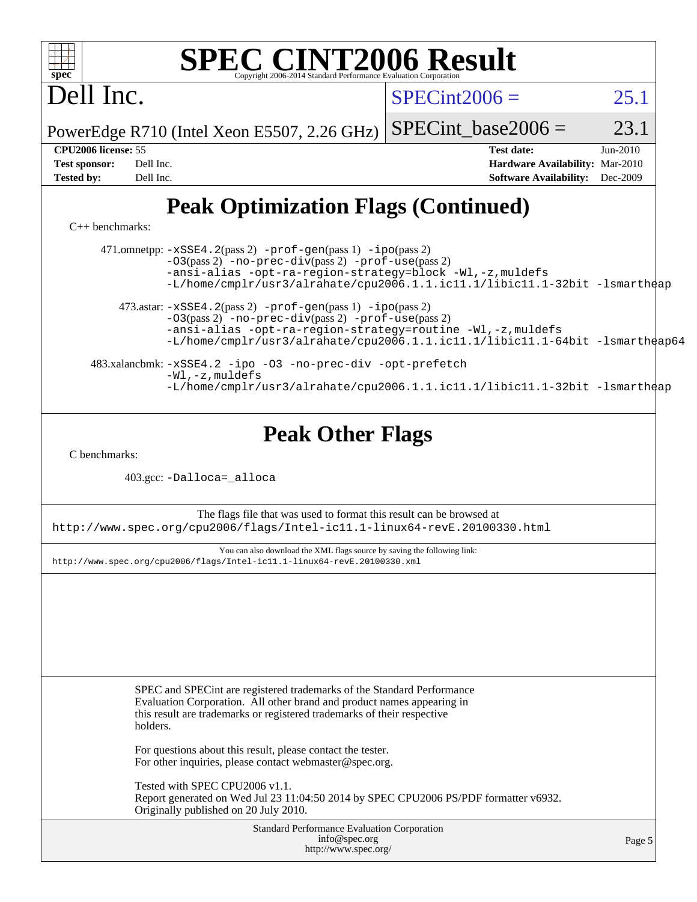# SPEC CINT2006 Result

Copyright 2006-2014 Standard Performance Evaluation Corporation

Dell Inc.

PowerEdge R710 (Intel Xeon E5507, 2.26 GHz)

SPECint2006 = 25.1

SPECint_base2006 = 23.1

**CPU2006 license:** 55
**Test sponsor:** Dell Inc.
**Tested by:** Dell Inc.

**Test date:** Jun-2010
**Hardware Availability:** Mar-2010
**Software Availability:** Dec-2009

## Peak Optimization Flags (Continued)

C++ benchmarks:

471.omnetpp: `-xSSE4.2`(pass 2) `-prof-gen`(pass 1) `-ipo`(pass 2) `-O3`(pass 2) `-no-prec-div`(pass 2) `-prof-use`(pass 2) `-ansi-alias -opt-ra-region-strategy=block -Wl,-z,muldefs -L/home/cmplr/usr3/alrahate/cpu2006.1.1.ic11.1/libic11.1-32bit -lsmartheap`

473.astar: `-xSSE4.2`(pass 2) `-prof-gen`(pass 1) `-ipo`(pass 2) `-O3`(pass 2) `-no-prec-div`(pass 2) `-prof-use`(pass 2) `-ansi-alias -opt-ra-region-strategy=routine -Wl,-z,muldefs -L/home/cmplr/usr3/alrahate/cpu2006.1.1.ic11.1/libic11.1-64bit -lsmartheap64`

483.xalancbmk: `-xSSE4.2 -ipo -O3 -no-prec-div -opt-prefetch -Wl,-z,muldefs -L/home/cmplr/usr3/alrahate/cpu2006.1.1.ic11.1/libic11.1-32bit -lsmartheap`

## Peak Other Flags

C benchmarks:

403.gcc: `-Dalloca=_alloca`

The flags file that was used to format this result can be browsed at
http://www.spec.org/cpu2006/flags/Intel-ic11.1-linux64-revE.20100330.html

You can also download the XML flags source by saving the following link:
http://www.spec.org/cpu2006/flags/Intel-ic11.1-linux64-revE.20100330.xml

SPEC and SPECint are registered trademarks of the Standard Performance Evaluation Corporation. All other brand and product names appearing in this result are trademarks or registered trademarks of their respective holders.

For questions about this result, please contact the tester.
For other inquiries, please contact webmaster@spec.org.

Tested with SPEC CPU2006 v1.1.
Report generated on Wed Jul 23 11:04:50 2014 by SPEC CPU2006 PS/PDF formatter v6932.
Originally published on 20 July 2010.

Standard Performance Evaluation Corporation
info@spec.org
http://www.spec.org/